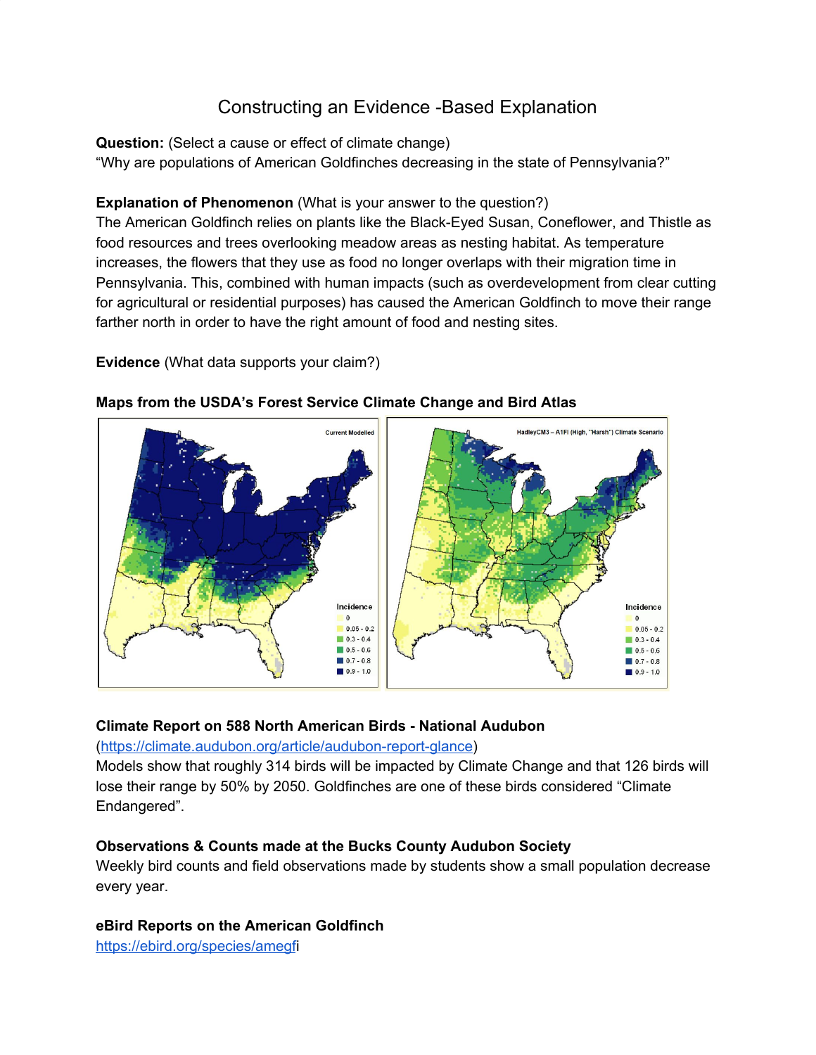# Constructing an Evidence -Based Explanation

**Question:** (Select a cause or effect of climate change)
"Why are populations of American Goldfinches decreasing in the state of Pennsylvania?"

**Explanation of Phenomenon** (What is your answer to the question?)
The American Goldfinch relies on plants like the Black-Eyed Susan, Coneflower, and Thistle as food resources and trees overlooking meadow areas as nesting habitat. As temperature increases, the flowers that they use as food no longer overlaps with their migration time in Pennsylvania. This, combined with human impacts (such as overdevelopment from clear cutting for agricultural or residential purposes) has caused the American Goldfinch to move their range farther north in order to have the right amount of food and nesting sites.

**Evidence** (What data supports your claim?)

**Maps from the USDA's Forest Service Climate Change and Bird Atlas**

**Climate Report on 588 North American Birds - National Audubon**
(https://climate.audubon.org/article/audubon-report-glance)
Models show that roughly 314 birds will be impacted by Climate Change and that 126 birds will lose their range by 50% by 2050. Goldfinches are one of these birds considered "Climate Endangered".

**Observations & Counts made at the Bucks County Audubon Society**
Weekly bird counts and field observations made by students show a small population decrease every year.

**eBird Reports on the American Goldfinch**
https://ebird.org/species/amegfi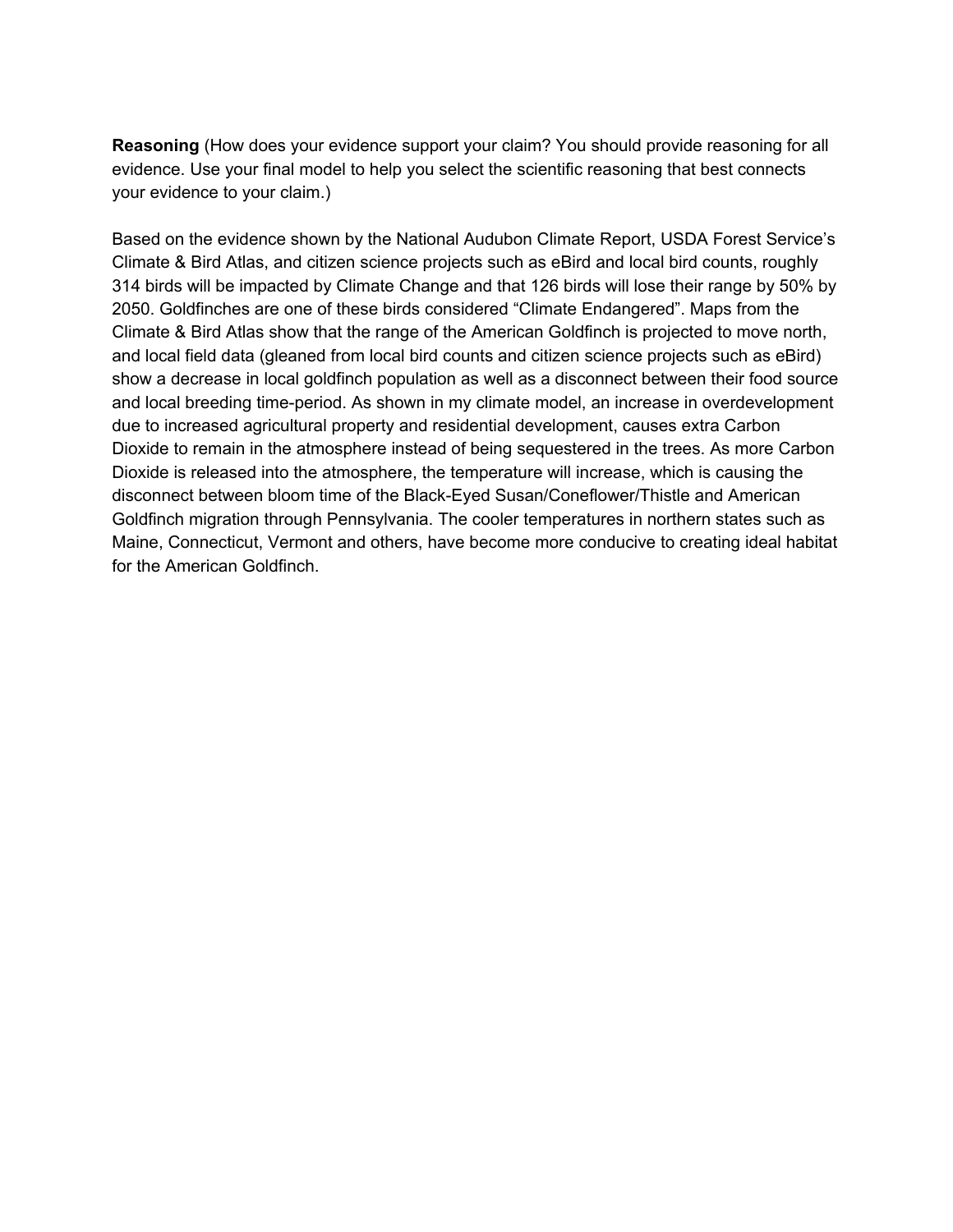**Reasoning** (How does your evidence support your claim? You should provide reasoning for all evidence. Use your final model to help you select the scientific reasoning that best connects your evidence to your claim.)

Based on the evidence shown by the National Audubon Climate Report, USDA Forest Service's Climate & Bird Atlas, and citizen science projects such as eBird and local bird counts, roughly 314 birds will be impacted by Climate Change and that 126 birds will lose their range by 50% by 2050. Goldfinches are one of these birds considered "Climate Endangered". Maps from the Climate & Bird Atlas show that the range of the American Goldfinch is projected to move north, and local field data (gleaned from local bird counts and citizen science projects such as eBird) show a decrease in local goldfinch population as well as a disconnect between their food source and local breeding time-period. As shown in my climate model, an increase in overdevelopment due to increased agricultural property and residential development, causes extra Carbon Dioxide to remain in the atmosphere instead of being sequestered in the trees. As more Carbon Dioxide is released into the atmosphere, the temperature will increase, which is causing the disconnect between bloom time of the Black-Eyed Susan/Coneflower/Thistle and American Goldfinch migration through Pennsylvania. The cooler temperatures in northern states such as Maine, Connecticut, Vermont and others, have become more conducive to creating ideal habitat for the American Goldfinch.